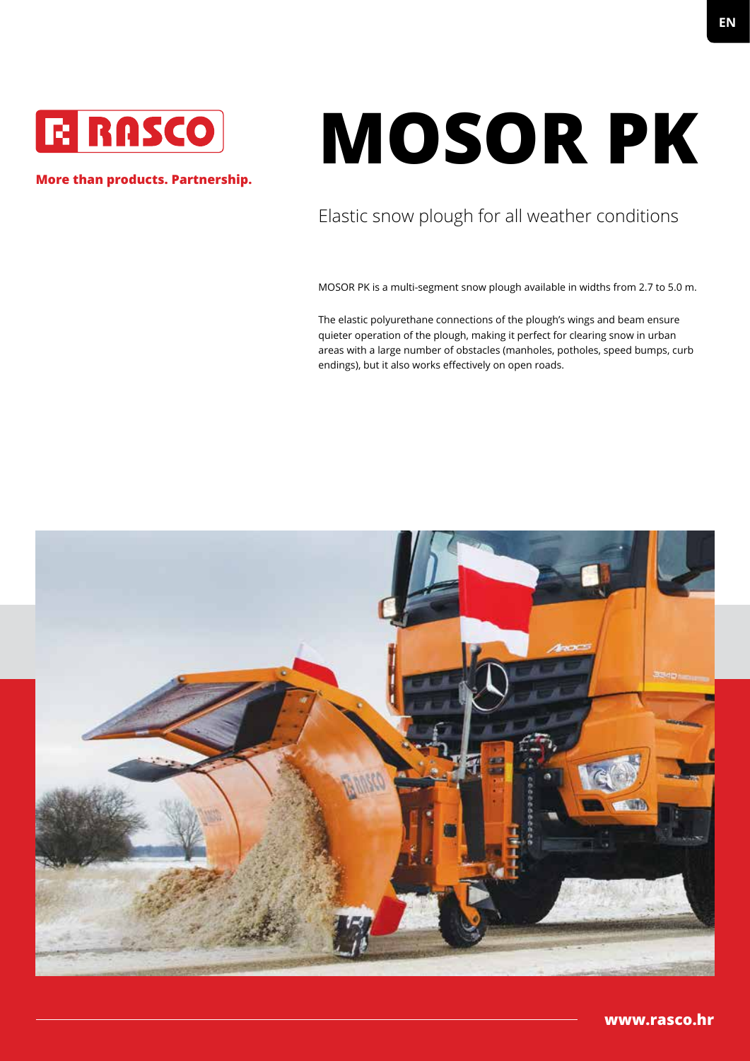EN

RASCO

**More than products. Partnership.**

# MOSOR PK

## Elastic snow plough for all weather conditions

MOSOR PK is a multi-segment snow plough available in widths from 2.7 to 5.0 m.

The elastic polyurethane connections of the plough's wings and beam ensure quieter operation of the plough, making it perfect for clearing snow in urban areas with a large number of obstacles (manholes, potholes, speed bumps, curb endings), but it also works effectively on open roads.

**www.rasco.hr**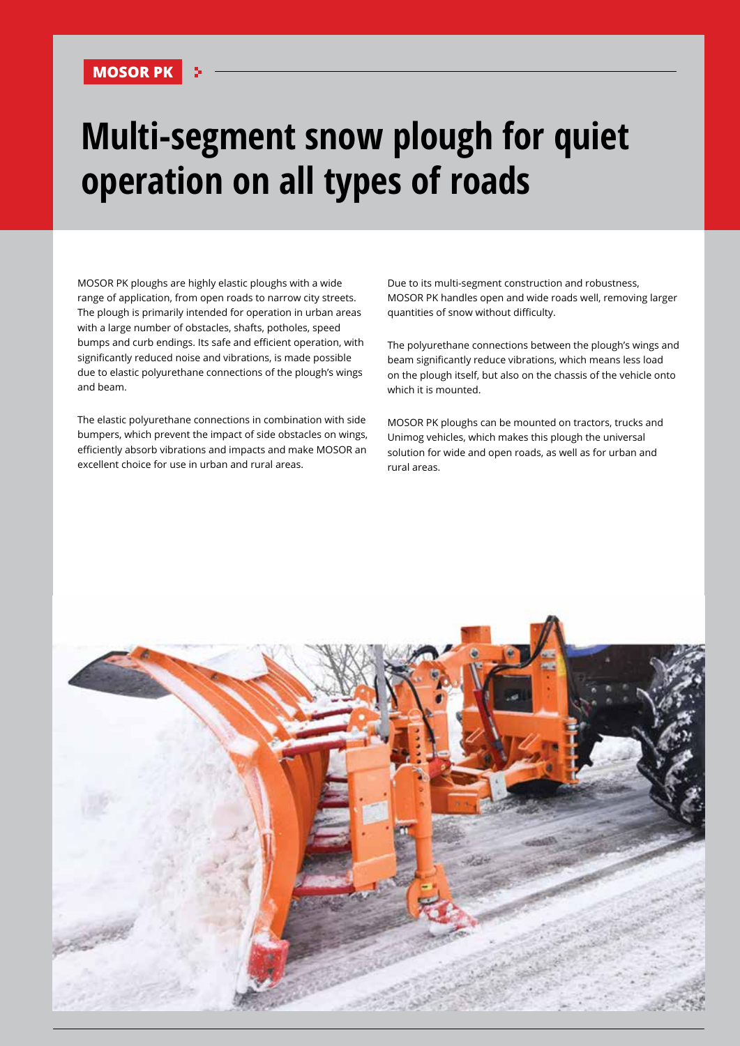MOSOR PK

# Multi-segment snow plough for quiet operation on all types of roads

MOSOR PK ploughs are highly elastic ploughs with a wide range of application, from open roads to narrow city streets. The plough is primarily intended for operation in urban areas with a large number of obstacles, shafts, potholes, speed bumps and curb endings. Its safe and efficient operation, with significantly reduced noise and vibrations, is made possible due to elastic polyurethane connections of the plough's wings and beam.

The elastic polyurethane connections in combination with side bumpers, which prevent the impact of side obstacles on wings, efficiently absorb vibrations and impacts and make MOSOR an excellent choice for use in urban and rural areas.

Due to its multi-segment construction and robustness, MOSOR PK handles open and wide roads well, removing larger quantities of snow without difficulty.

The polyurethane connections between the plough's wings and beam significantly reduce vibrations, which means less load on the plough itself, but also on the chassis of the vehicle onto which it is mounted.

MOSOR PK ploughs can be mounted on tractors, trucks and Unimog vehicles, which makes this plough the universal solution for wide and open roads, as well as for urban and rural areas.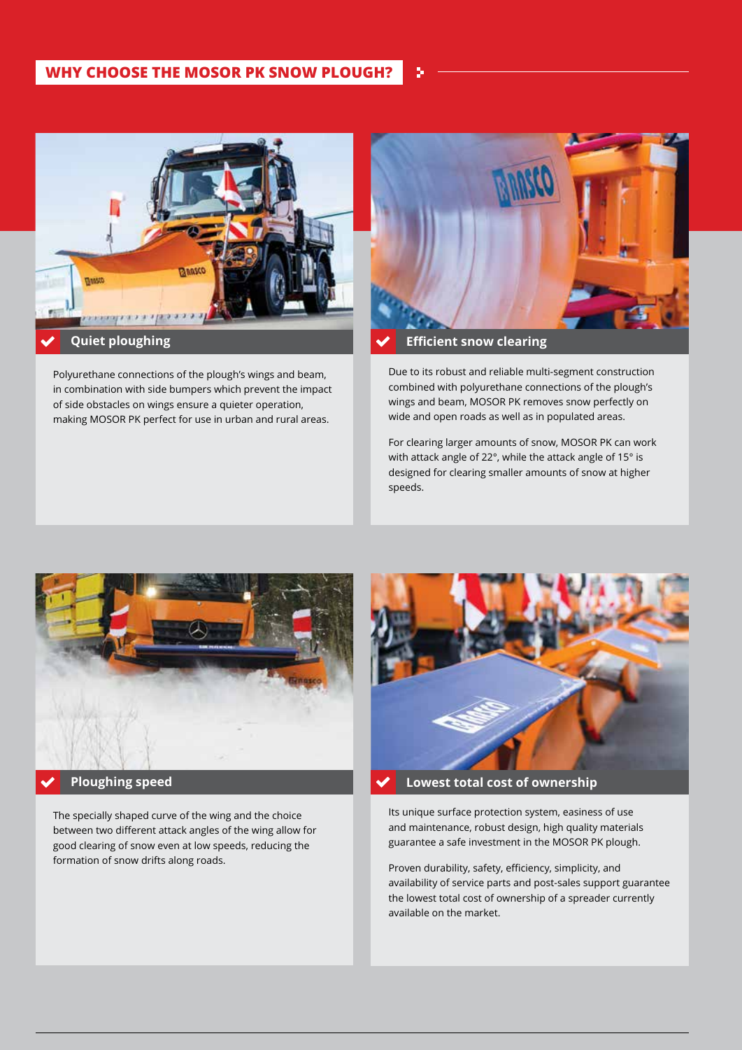## WHY CHOOSE THE MOSOR PK SNOW PLOUGH?

### Quiet ploughing

Polyurethane connections of the plough's wings and beam, in combination with side bumpers which prevent the impact of side obstacles on wings ensure a quieter operation, making MOSOR PK perfect for use in urban and rural areas.

### Efficient snow clearing

Due to its robust and reliable multi-segment construction combined with polyurethane connections of the plough's wings and beam, MOSOR PK removes snow perfectly on wide and open roads as well as in populated areas.

For clearing larger amounts of snow, MOSOR PK can work with attack angle of 22°, while the attack angle of 15° is designed for clearing smaller amounts of snow at higher speeds.

### Ploughing speed

The specially shaped curve of the wing and the choice between two different attack angles of the wing allow for good clearing of snow even at low speeds, reducing the formation of snow drifts along roads.

### Lowest total cost of ownership

Its unique surface protection system, easiness of use and maintenance, robust design, high quality materials guarantee a safe investment in the MOSOR PK plough.

Proven durability, safety, efficiency, simplicity, and availability of service parts and post-sales support guarantee the lowest total cost of ownership of a spreader currently available on the market.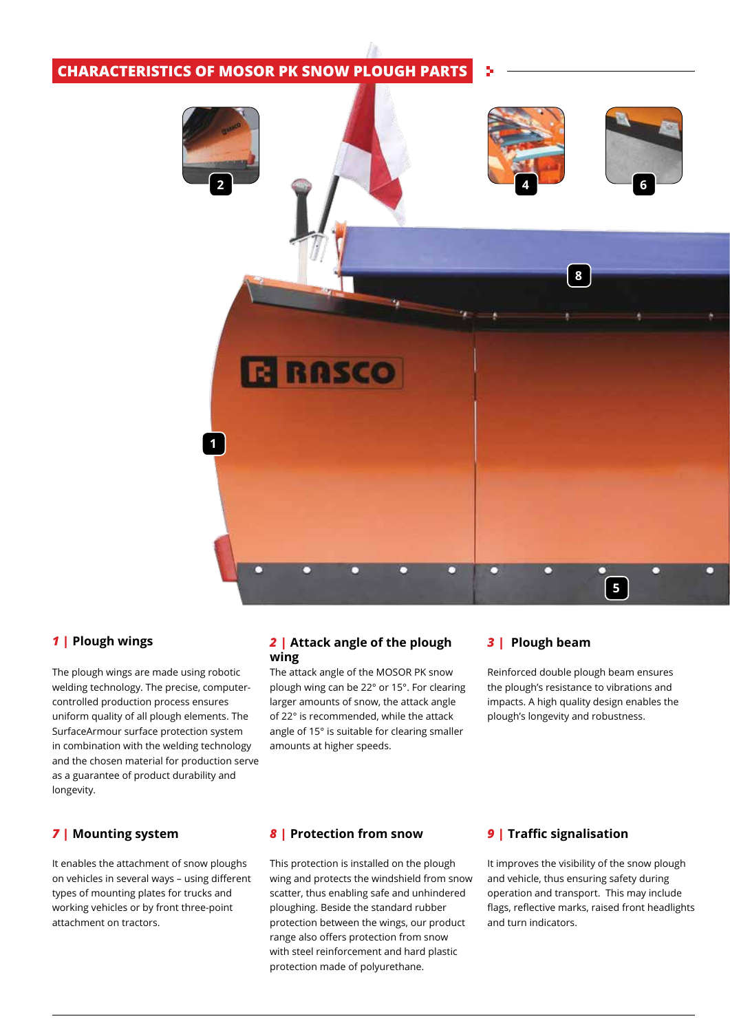## CHARACTERISTICS OF MOSOR PK SNOW PLOUGH PARTS

### 1 | Plough wings

The plough wings are made using robotic welding technology. The precise, computer-controlled production process ensures uniform quality of all plough elements. The SurfaceArmour surface protection system in combination with the welding technology and the chosen material for production serve as a guarantee of product durability and longevity.

### 2 | Attack angle of the plough wing

The attack angle of the MOSOR PK snow plough wing can be 22° or 15°. For clearing larger amounts of snow, the attack angle of 22° is recommended, while the attack angle of 15° is suitable for clearing smaller amounts at higher speeds.

### 3 | Plough beam

Reinforced double plough beam ensures the plough's resistance to vibrations and impacts. A high quality design enables the plough's longevity and robustness.

### 7 | Mounting system

It enables the attachment of snow ploughs on vehicles in several ways – using different types of mounting plates for trucks and working vehicles or by front three-point attachment on tractors.

### 8 | Protection from snow

This protection is installed on the plough wing and protects the windshield from snow scatter, thus enabling safe and unhindered ploughing. Beside the standard rubber protection between the wings, our product range also offers protection from snow with steel reinforcement and hard plastic protection made of polyurethane.

### 9 | Traffic signalisation

It improves the visibility of the snow plough and vehicle, thus ensuring safety during operation and transport. This may include flags, reflective marks, raised front headlights and turn indicators.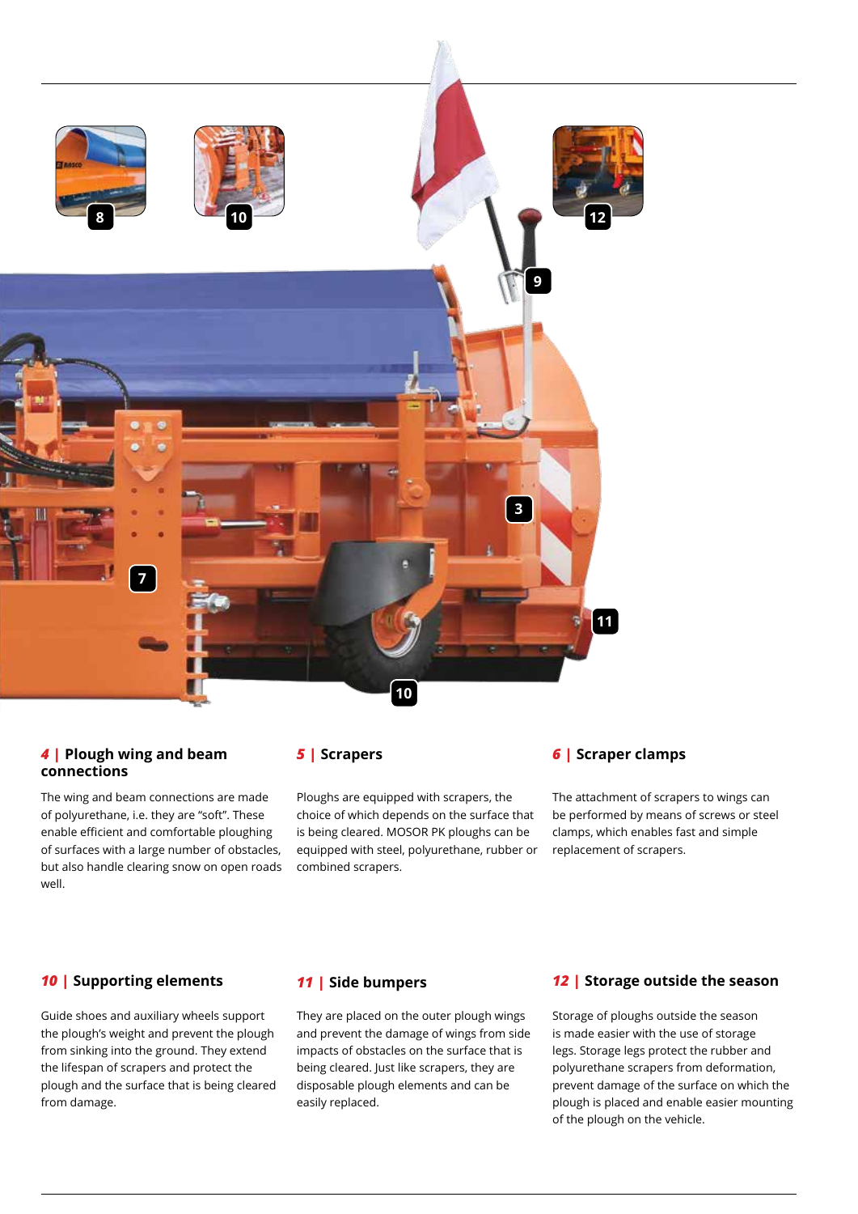### 4 | Plough wing and beam connections

The wing and beam connections are made of polyurethane, i.e. they are "soft". These enable efficient and comfortable ploughing of surfaces with a large number of obstacles, but also handle clearing snow on open roads well.

### 5 | Scrapers

Ploughs are equipped with scrapers, the choice of which depends on the surface that is being cleared. MOSOR PK ploughs can be equipped with steel, polyurethane, rubber or combined scrapers.

### 6 | Scraper clamps

The attachment of scrapers to wings can be performed by means of screws or steel clamps, which enables fast and simple replacement of scrapers.

### 10 | Supporting elements

Guide shoes and auxiliary wheels support the plough's weight and prevent the plough from sinking into the ground. They extend the lifespan of scrapers and protect the plough and the surface that is being cleared from damage.

### 11 | Side bumpers

They are placed on the outer plough wings and prevent the damage of wings from side impacts of obstacles on the surface that is being cleared. Just like scrapers, they are disposable plough elements and can be easily replaced.

### 12 | Storage outside the season

Storage of ploughs outside the season is made easier with the use of storage legs. Storage legs protect the rubber and polyurethane scrapers from deformation, prevent damage of the surface on which the plough is placed and enable easier mounting of the plough on the vehicle.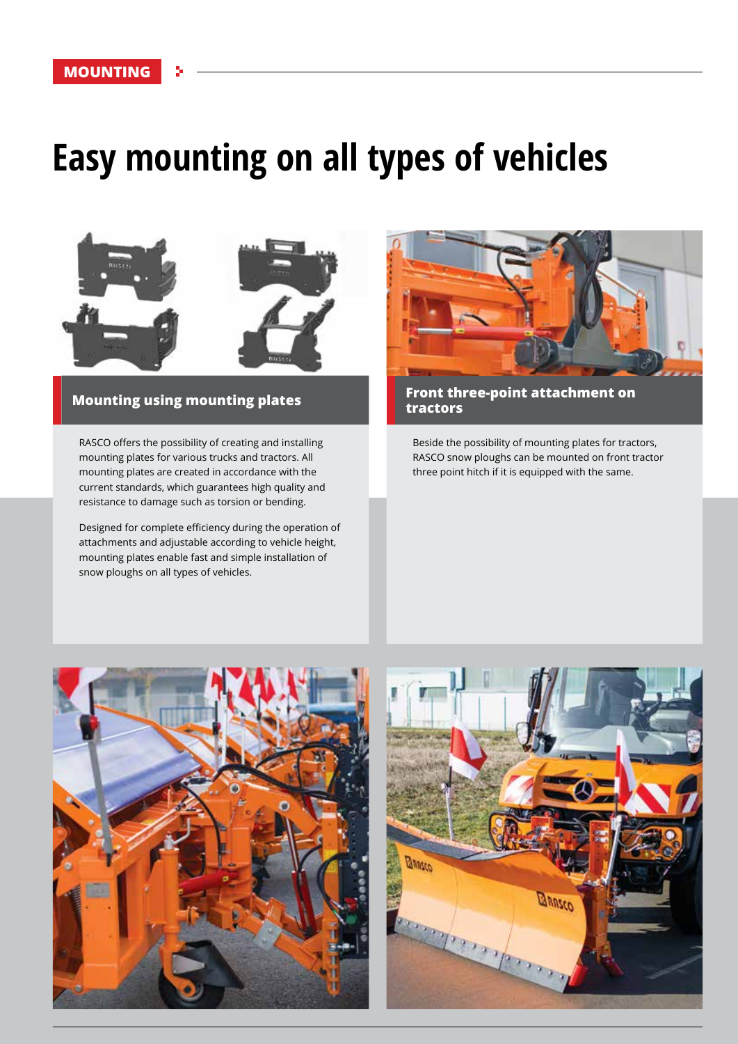MOUNTING

# Easy mounting on all types of vehicles

## Mounting using mounting plates

RASCO offers the possibility of creating and installing mounting plates for various trucks and tractors. All mounting plates are created in accordance with the current standards, which guarantees high quality and resistance to damage such as torsion or bending.

Designed for complete efficiency during the operation of attachments and adjustable according to vehicle height, mounting plates enable fast and simple installation of snow ploughs on all types of vehicles.

## Front three-point attachment on tractors

Beside the possibility of mounting plates for tractors, RASCO snow ploughs can be mounted on front tractor three point hitch if it is equipped with the same.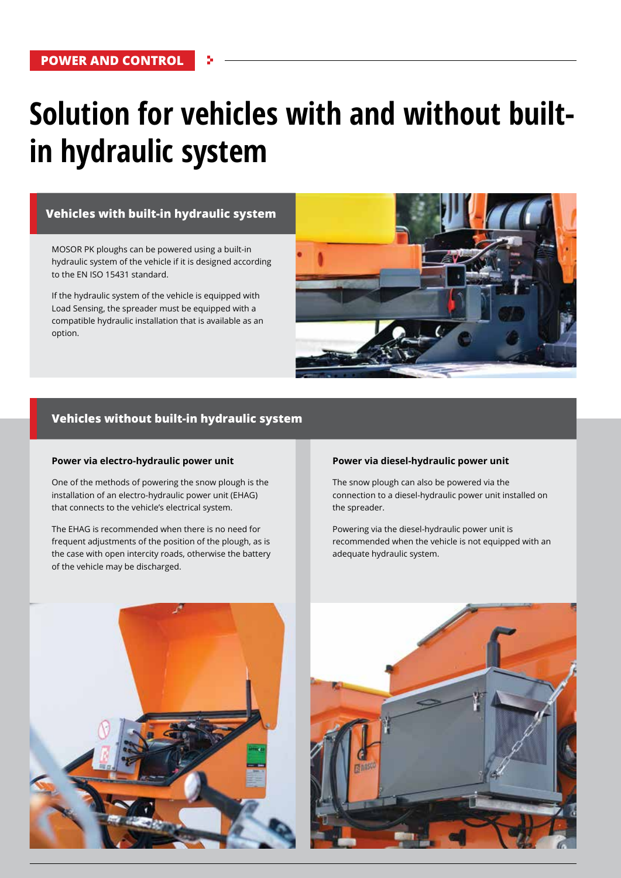POWER AND CONTROL

# Solution for vehicles with and without built-in hydraulic system

## Vehicles with built-in hydraulic system

MOSOR PK ploughs can be powered using a built-in hydraulic system of the vehicle if it is designed according to the EN ISO 15431 standard.

If the hydraulic system of the vehicle is equipped with Load Sensing, the spreader must be equipped with a compatible hydraulic installation that is available as an option.

## Vehicles without built-in hydraulic system

### Power via electro-hydraulic power unit

One of the methods of powering the snow plough is the installation of an electro-hydraulic power unit (EHAG) that connects to the vehicle's electrical system.

The EHAG is recommended when there is no need for frequent adjustments of the position of the plough, as is the case with open intercity roads, otherwise the battery of the vehicle may be discharged.

### Power via diesel-hydraulic power unit

The snow plough can also be powered via the connection to a diesel-hydraulic power unit installed on the spreader.

Powering via the diesel-hydraulic power unit is recommended when the vehicle is not equipped with an adequate hydraulic system.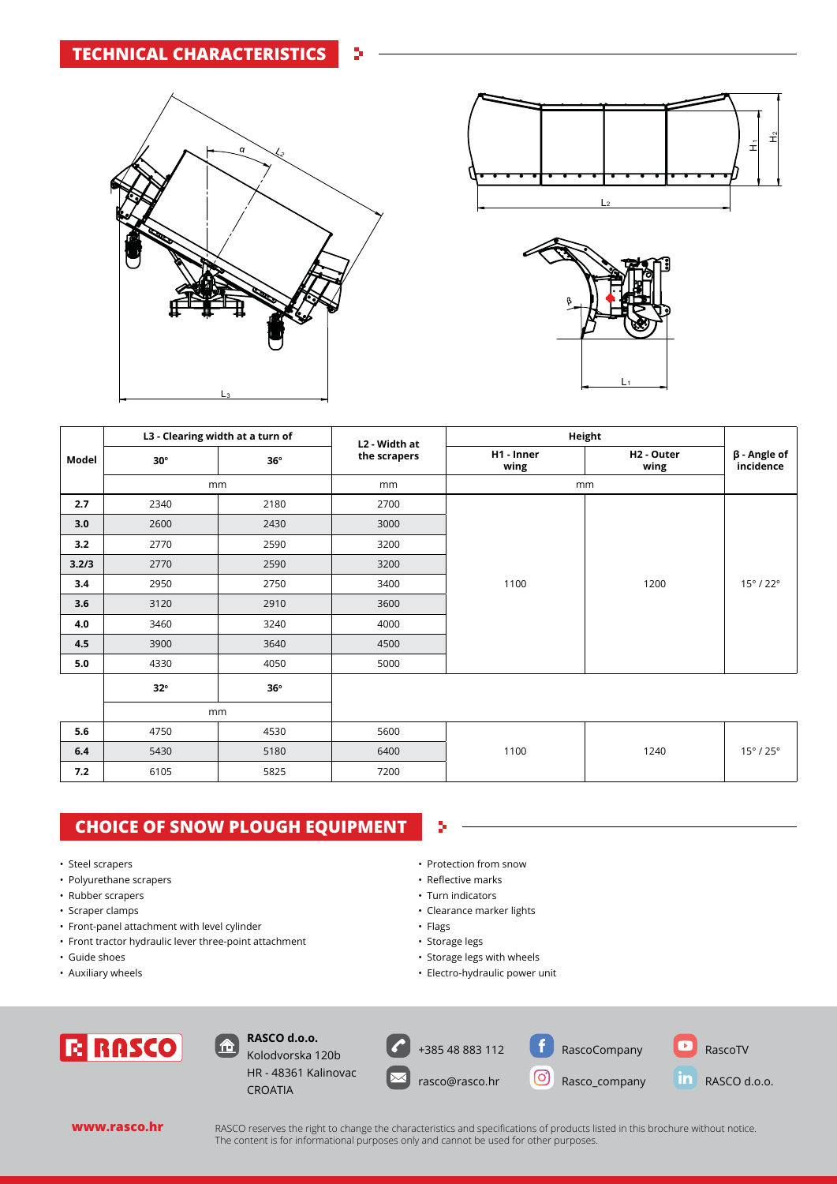## TECHNICAL CHARACTERISTICS

α
L2
L3
H1
H2
L2
β
L1

| Model | L3 - Clearing width at a turn of | | L2 - Width at the scrapers | Height | | β - Angle of incidence |
|---|---|---|---|---|---|---|
| | 30° | 36° | | H1 - Inner wing | H2 - Outer wing | |
| | mm | | mm | mm | | |
| 2.7 | 2340 | 2180 | 2700 | 1100 | 1200 | 15° / 22° |
| 3.0 | 2600 | 2430 | 3000 | | | |
| 3.2 | 2770 | 2590 | 3200 | | | |
| 3.2/3 | 2770 | 2590 | 3200 | | | |
| 3.4 | 2950 | 2750 | 3400 | | | |
| 3.6 | 3120 | 2910 | 3600 | | | |
| 4.0 | 3460 | 3240 | 4000 | | | |
| 4.5 | 3900 | 3640 | 4500 | | | |
| 5.0 | 4330 | 4050 | 5000 | | | |
| | 32° | 36° | | | | |
| | mm | | | | | |
| 5.6 | 4750 | 4530 | 5600 | 1100 | 1240 | 15° / 25° |
| 6.4 | 5430 | 5180 | 6400 | | | |
| 7.2 | 6105 | 5825 | 7200 | | | |

## CHOICE OF SNOW PLOUGH EQUIPMENT

- Steel scrapers
- Polyurethane scrapers
- Rubber scrapers
- Scraper clamps
- Front-panel attachment with level cylinder
- Front tractor hydraulic lever three-point attachment
- Guide shoes
- Auxiliary wheels
- Protection from snow
- Reflective marks
- Turn indicators
- Clearance marker lights
- Flags
- Storage legs
- Storage legs with wheels
- Electro-hydraulic power unit

**RASCO d.o.o.**
Kolodvorska 120b
HR - 48361 Kalinovac
CROATIA

+385 48 883 112
rasco@rasco.hr

RascoCompany
Rasco_company
RascoTV
RASCO d.o.o.

**www.rasco.hr**

RASCO reserves the right to change the characteristics and specifications of products listed in this brochure without notice. The content is for informational purposes only and cannot be used for other purposes.